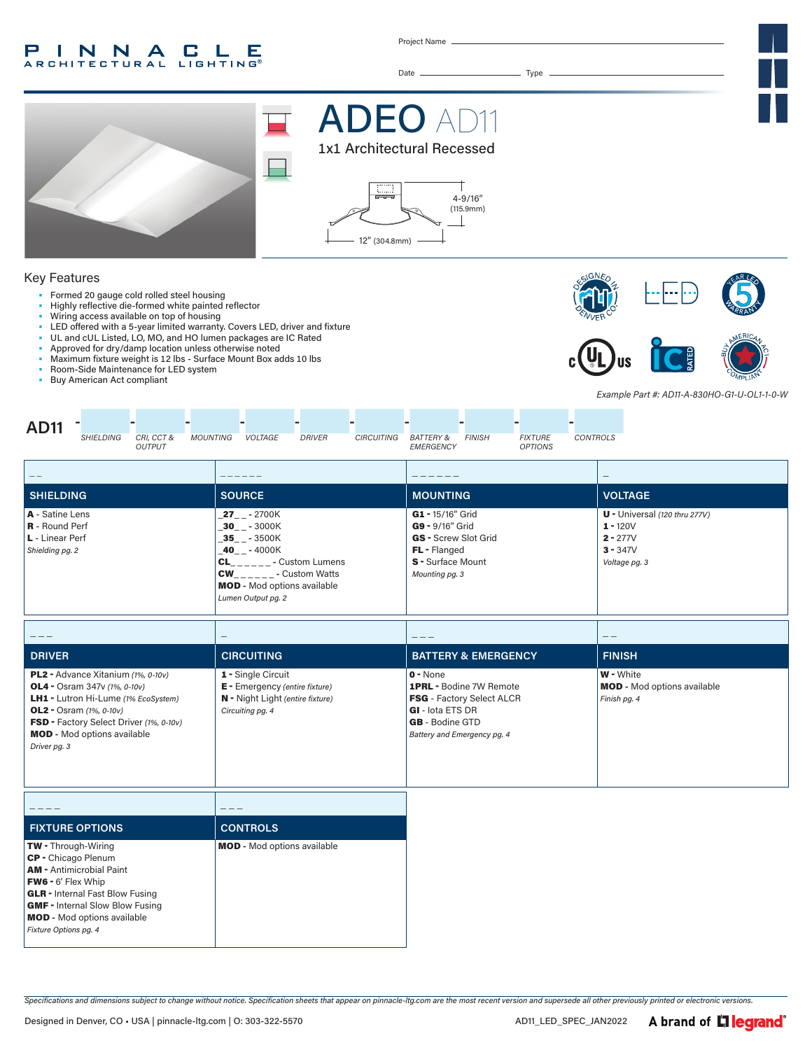PINNACLE ARCHITECTURAL LIGHTING®

Project Name ____________________

Date ____________ Type ____________

# ADEO AD11

## 1x1 Architectural Recessed

4-9/16" (115.9mm)

12" (304.8mm)

## Key Features

- Formed 20 gauge cold rolled steel housing
- Highly reflective die-formed white painted reflector
- Wiring access available on top of housing
- LED offered with a 5-year limited warranty. Covers LED, driver and fixture
- UL and cUL Listed, LO, MO, and HO lumen packages are IC Rated
- Approved for dry/damp location unless otherwise noted
- Maximum fixture weight is 12 lbs - Surface Mount Box adds 10 lbs
- Room-Side Maintenance for LED system
- Buy American Act compliant

*Example Part #: AD11-A-830HO-G1-U-OL1-1-0-W*

**AD11** - SHIELDING - CRI, CCT & OUTPUT - MOUNTING - VOLTAGE - DRIVER - CIRCUITING - BATTERY & EMERGENCY - FINISH - FIXTURE OPTIONS - CONTROLS

| SHIELDING | SOURCE | MOUNTING | VOLTAGE |
|---|---|---|---|
| **A** - Satine Lens<br>**R** - Round Perf<br>**L** - Linear Perf<br>*Shielding pg. 2* | **_27_ _** - 2700K<br>**_30_ _** - 3000K<br>**_35_ _** - 3500K<br>**_40_ _** - 4000K<br>**CL_ _ _ _ _ _** - Custom Lumens<br>**CW_ _ _ _ _ _** - Custom Watts<br>**MOD** - Mod options available<br>*Lumen Output pg. 2* | **G1** - 15/16" Grid<br>**G9** - 9/16" Grid<br>**GS** - Screw Slot Grid<br>**FL** - Flanged<br>**S** - Surface Mount<br>*Mounting pg. 3* | **U** - Universal *(120 thru 277V)*<br>**1** - 120V<br>**2** - 277V<br>**3** - 347V<br>*Voltage pg. 3* |

| DRIVER | CIRCUITING | BATTERY & EMERGENCY | FINISH |
|---|---|---|---|
| **PL2** - Advance Xitanium *(1%, 0-10v)*<br>**OL4** - Osram 347v *(1%, 0-10v)*<br>**LH1** - Lutron Hi-Lume *(1% EcoSystem)*<br>**OL2** - Osram *(1%, 0-10v)*<br>**FSD** - Factory Select Driver *(1%, 0-10v)*<br>**MOD** - Mod options available<br>*Driver pg. 3* | **1** - Single Circuit<br>**E** - Emergency *(entire fixture)*<br>**N** - Night Light *(entire fixture)*<br>*Circuiting pg. 4* | **0** - None<br>**1PRL** - Bodine 7W Remote<br>**FSG** - Factory Select ALCR<br>**GI** - Iota ETS DR<br>**GB** - Bodine GTD<br>*Battery and Emergency pg. 4* | **W** - White<br>**MOD** - Mod options available<br>*Finish pg. 4* |

| FIXTURE OPTIONS | CONTROLS |
|---|---|
| **TW** - Through-Wiring<br>**CP** - Chicago Plenum<br>**AM** - Antimicrobial Paint<br>**FW6** - 6' Flex Whip<br>**GLR** - Internal Fast Blow Fusing<br>**GMF** - Internal Slow Blow Fusing<br>**MOD** - Mod options available<br>*Fixture Options pg. 4* | **MOD** - Mod options available |

*Specifications and dimensions subject to change without notice. Specification sheets that appear on pinnacle-ltg.com are the most recent version and supersede all other previously printed or electronic versions.*

Designed in Denver, CO • USA | pinnacle-ltg.com | O: 303-322-5570

AD11_LED_SPEC_JAN2022

A brand of legrand®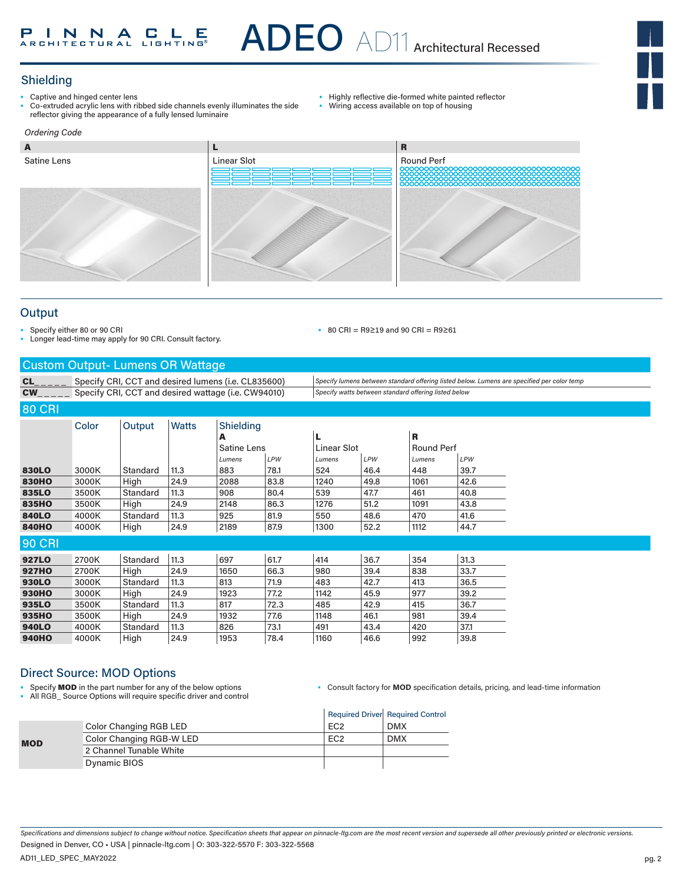# ADEO AD11 Architectural Recessed

## Shielding

- Captive and hinged center lens
- Co-extruded acrylic lens with ribbed side channels evenly illuminates the side reflector giving the appearance of a fully lensed luminaire
- Highly reflective die-formed white painted reflector
- Wiring access available on top of housing

*Ordering Code*

| A | L | R |
|---|---|---|
| Satine Lens | Linear Slot | Round Perf |

## Output

- Specify either 80 or 90 CRI
- Longer lead-time may apply for 90 CRI. Consult factory.
- 80 CRI = R9≥19 and 90 CRI = R9≥61

### Custom Output- Lumens OR Wattage

| | | |
|---|---|---|
| **CL_ _ _ _ _** | Specify CRI, CCT and desired lumens (i.e. CL835600) | *Specify lumens between standard offering listed below. Lumens are specified per color temp* |
| **CW_ _ _ _ _** | Specify CRI, CCT and desired wattage (i.e. CW94010) | *Specify watts between standard offering listed below* |

### 80 CRI

| | Color | Output | Watts | Shielding A Satine Lens | | L Linear Slot | | R Round Perf | |
|---|---|---|---|---|---|---|---|---|---|
| | | | | *Lumens* | *LPW* | *Lumens* | *LPW* | *Lumens* | *LPW* |
| **830LO** | 3000K | Standard | 11.3 | 883 | 78.1 | 524 | 46.4 | 448 | 39.7 |
| **830HO** | 3000K | High | 24.9 | 2088 | 83.8 | 1240 | 49.8 | 1061 | 42.6 |
| **835LO** | 3500K | Standard | 11.3 | 908 | 80.4 | 539 | 47.7 | 461 | 40.8 |
| **835HO** | 3500K | High | 24.9 | 2148 | 86.3 | 1276 | 51.2 | 1091 | 43.8 |
| **840LO** | 4000K | Standard | 11.3 | 925 | 81.9 | 550 | 48.6 | 470 | 41.6 |
| **840HO** | 4000K | High | 24.9 | 2189 | 87.9 | 1300 | 52.2 | 1112 | 44.7 |

### 90 CRI

| | Color | Output | Watts | A Lumens | A LPW | L Lumens | L LPW | R Lumens | R LPW |
|---|---|---|---|---|---|---|---|---|---|
| **927LO** | 2700K | Standard | 11.3 | 697 | 61.7 | 414 | 36.7 | 354 | 31.3 |
| **927HO** | 2700K | High | 24.9 | 1650 | 66.3 | 980 | 39.4 | 838 | 33.7 |
| **930LO** | 3000K | Standard | 11.3 | 813 | 71.9 | 483 | 42.7 | 413 | 36.5 |
| **930HO** | 3000K | High | 24.9 | 1923 | 77.2 | 1142 | 45.9 | 977 | 39.2 |
| **935LO** | 3500K | Standard | 11.3 | 817 | 72.3 | 485 | 42.9 | 415 | 36.7 |
| **935HO** | 3500K | High | 24.9 | 1932 | 77.6 | 1148 | 46.1 | 981 | 39.4 |
| **940LO** | 4000K | Standard | 11.3 | 826 | 73.1 | 491 | 43.4 | 420 | 37.1 |
| **940HO** | 4000K | High | 24.9 | 1953 | 78.4 | 1160 | 46.6 | 992 | 39.8 |

## Direct Source: MOD Options

- Specify **MOD** in the part number for any of the below options
- All RGB_ Source Options will require specific driver and control
- Consult factory for **MOD** specification details, pricing, and lead-time information

| | | Required Driver | Required Control |
|---|---|---|---|
| **MOD** | Color Changing RGB LED | EC2 | DMX |
| | Color Changing RGB-W LED | EC2 | DMX |
| | 2 Channel Tunable White | | |
| | Dynamic BIOS | | |

*Specifications and dimensions subject to change without notice. Specification sheets that appear on pinnacle-ltg.com are the most recent version and supersede all other previously printed or electronic versions.*

Designed in Denver, CO • USA | pinnacle-ltg.com | O: 303-322-5570 F: 303-322-5568

AD11_LED_SPEC_MAY2022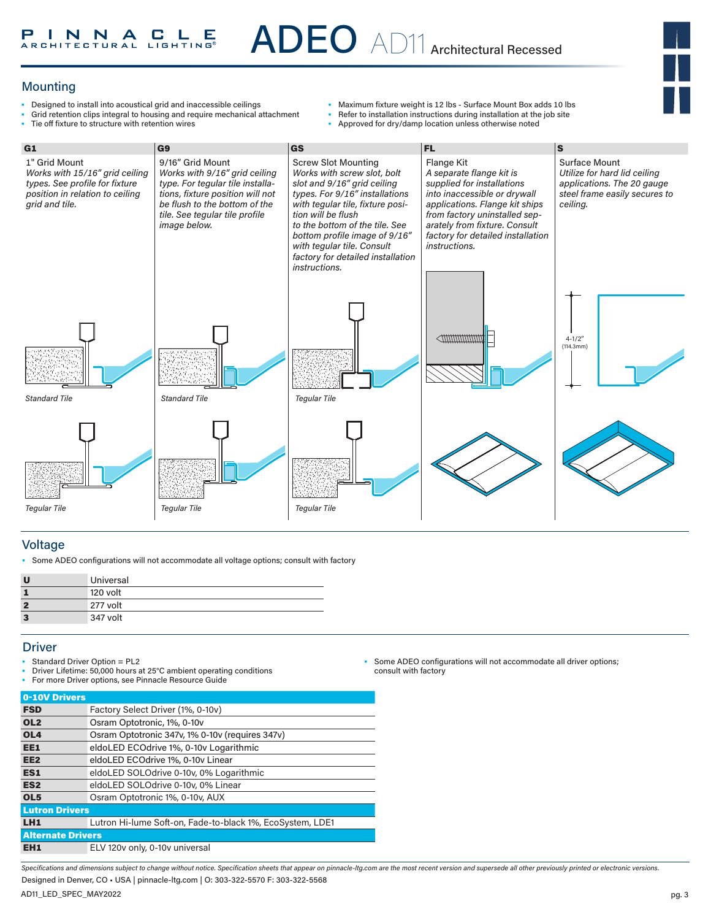## Mounting

- Designed to install into acoustical grid and inaccessible ceilings
- Grid retention clips integral to housing and require mechanical attachment
- Tie off fixture to structure with retention wires
- Maximum fixture weight is 12 lbs - Surface Mount Box adds 10 lbs
- Refer to installation instructions during installation at the job site
- Approved for dry/damp location unless otherwise noted

| G1 | G9 | GS | FL | S |
|---|---|---|---|---|
| 1" Grid Mount *Works with 15/16" grid ceiling types. See profile for fixture position in relation to ceiling grid and tile.* | 9/16" Grid Mount *Works with 9/16" grid ceiling type. For tegular tile installations, fixture position will not be flush to the bottom of the tile. See tegular tile profile image below.* | Screw Slot Mounting *Works with screw slot, bolt slot and 9/16" grid ceiling types. For 9/16" installations with tegular tile, fixture position will be flush to the bottom of the tile. See bottom profile image of 9/16" with tegular tile. Consult factory for detailed installation instructions.* | Flange Kit *A separate flange kit is supplied for installations into inaccessible or drywall applications. Flange kit ships from factory uninstalled separately from fixture. Consult factory for detailed installation instructions.* | Surface Mount *Utilize for hard lid ceiling applications. The 20 gauge steel frame easily secures to ceiling.* |
| *Standard Tile* | *Standard Tile* | *Tegular Tile* | | 4-1/2" (114.3mm) |
| *Tegular Tile* | *Tegular Tile* | *Tegular Tile* | | |

## Voltage

- Some ADEO configurations will not accommodate all voltage options; consult with factory

| | |
|---|---|
| **U** | Universal |
| **1** | 120 volt |
| **2** | 277 volt |
| **3** | 347 volt |

## Driver

- Standard Driver Option = PL2
- Driver Lifetime: 50,000 hours at 25°C ambient operating conditions
- For more Driver options, see Pinnacle Resource Guide
- Some ADEO configurations will not accommodate all driver options; consult with factory

| **0-10V Drivers** | |
|---|---|
| **FSD** | Factory Select Driver (1%, 0-10v) |
| **OL2** | Osram Optotronic, 1%, 0-10v |
| **OL4** | Osram Optotronic 347v, 1% 0-10v (requires 347v) |
| **EE1** | eldoLED ECOdrive 1%, 0-10v Logarithmic |
| **EE2** | eldoLED ECOdrive 1%, 0-10v Linear |
| **ES1** | eldoLED SOLOdrive 0-10v, 0% Logarithmic |
| **ES2** | eldoLED SOLOdrive 0-10v, 0% Linear |
| **OL5** | Osram Optotronic 1%, 0-10v, AUX |
| **Lutron Drivers** | |
| **LH1** | Lutron Hi-lume Soft-on, Fade-to-black 1%, EcoSystem, LDE1 |
| **Alternate Drivers** | |
| **EH1** | ELV 120v only, 0-10v universal |

*Specifications and dimensions subject to change without notice. Specification sheets that appear on pinnacle-ltg.com are the most recent version and supersede all other previously printed or electronic versions.*

Designed in Denver, CO • USA | pinnacle-ltg.com | O: 303-322-5570 F: 303-322-5568

AD11_LED_SPEC_MAY2022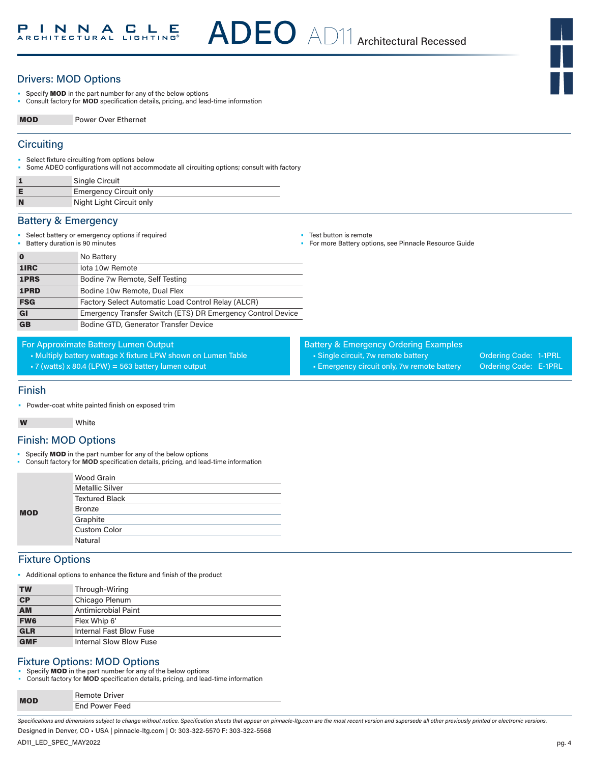## Drivers: MOD Options

- Specify **MOD** in the part number for any of the below options
- Consult factory for **MOD** specification details, pricing, and lead-time information

| | |
|---|---|
| **MOD** | Power Over Ethernet |

## Circuiting

- Select fixture circuiting from options below
- Some ADEO configurations will not accommodate all circuiting options; consult with factory

| | |
|---|---|
| **1** | Single Circuit |
| **E** | Emergency Circuit only |
| **N** | Night Light Circuit only |

## Battery & Emergency

- Select battery or emergency options if required
- Battery duration is 90 minutes
- Test button is remote
- For more Battery options, see Pinnacle Resource Guide

| | |
|---|---|
| **0** | No Battery |
| **1IRC** | Iota 10w Remote |
| **1PRS** | Bodine 7w Remote, Self Testing |
| **1PRD** | Bodine 10w Remote, Dual Flex |
| **FSG** | Factory Select Automatic Load Control Relay (ALCR) |
| **GI** | Emergency Transfer Switch (ETS) DR Emergency Control Device |
| **GB** | Bodine GTD, Generator Transfer Device |

**For Approximate Battery Lumen Output**
- Multiply battery wattage X fixture LPW shown on Lumen Table
- 7 (watts) x 80.4 (LPW) = 563 battery lumen output

**Battery & Emergency Ordering Examples**
- Single circuit, 7w remote battery — Ordering Code: 1-1PRL
- Emergency circuit only, 7w remote battery — Ordering Code: E-1PRL

## Finish

- Powder-coat white painted finish on exposed trim

| | |
|---|---|
| **W** | White |

## Finish: MOD Options

- Specify **MOD** in the part number for any of the below options
- Consult factory for **MOD** specification details, pricing, and lead-time information

| | |
|---|---|
| **MOD** | Wood Grain |
| | Metallic Silver |
| | Textured Black |
| | Bronze |
| | Graphite |
| | Custom Color |
| | Natural |

## Fixture Options

- Additional options to enhance the fixture and finish of the product

| | |
|---|---|
| **TW** | Through-Wiring |
| **CP** | Chicago Plenum |
| **AM** | Antimicrobial Paint |
| **FW6** | Flex Whip 6' |
| **GLR** | Internal Fast Blow Fuse |
| **GMF** | Internal Slow Blow Fuse |

## Fixture Options: MOD Options

- Specify **MOD** in the part number for any of the below options
- Consult factory for **MOD** specification details, pricing, and lead-time information

| | |
|---|---|
| **MOD** | Remote Driver |
| | End Power Feed |

*Specifications and dimensions subject to change without notice. Specification sheets that appear on pinnacle-ltg.com are the most recent version and supersede all other previously printed or electronic versions.*

Designed in Denver, CO • USA | pinnacle-ltg.com | O: 303-322-5570 F: 303-322-5568

AD11_LED_SPEC_MAY2022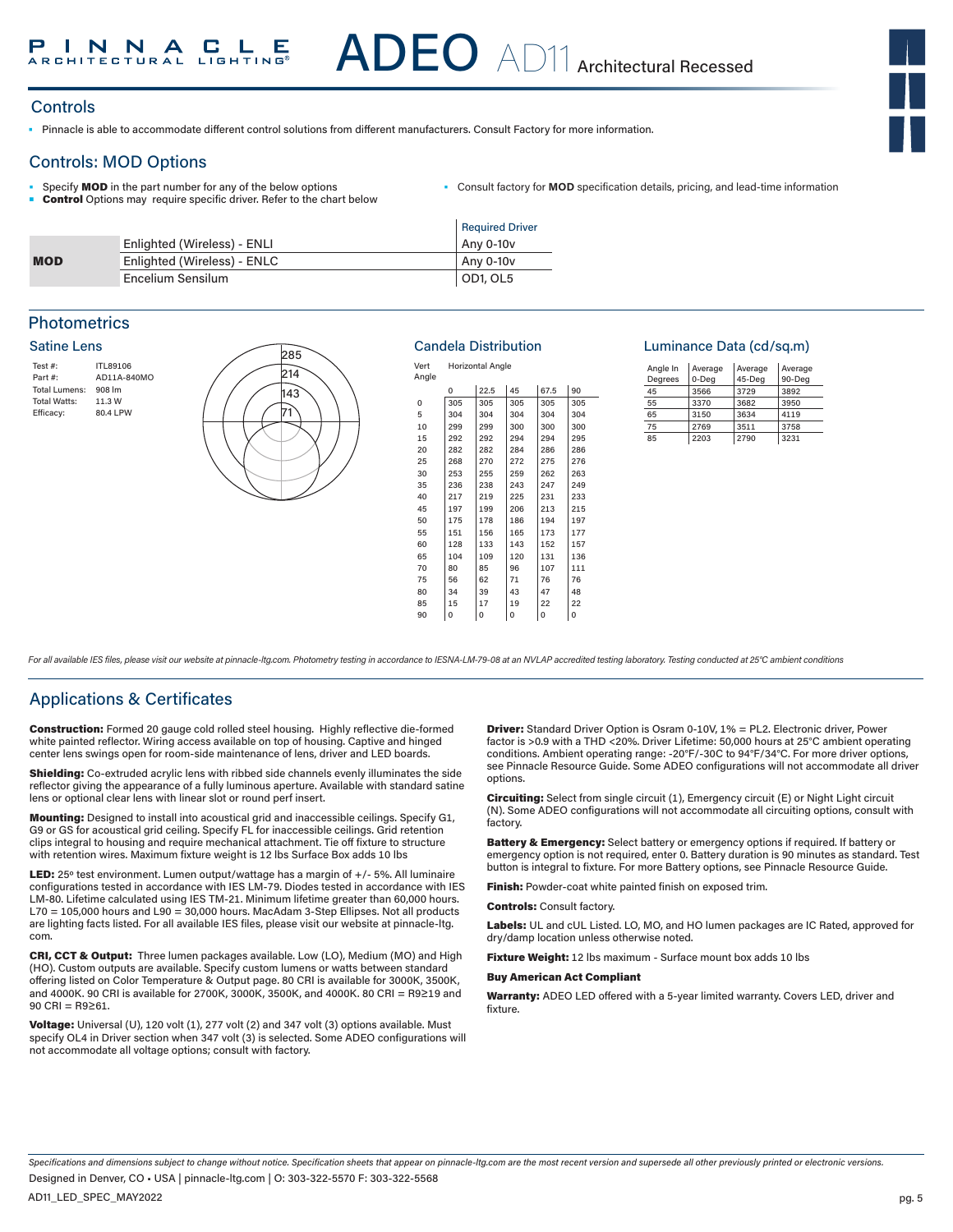# ADEO AD11 Architectural Recessed

## Controls

- Pinnacle is able to accommodate different control solutions from different manufacturers. Consult Factory for more information.

## Controls: MOD Options

- Specify **MOD** in the part number for any of the below options
- **Control** Options may require specific driver. Refer to the chart below
- Consult factory for **MOD** specification details, pricing, and lead-time information

| | | Required Driver |
|---|---|---|
| **MOD** | Enlighted (Wireless) - ENLI | Any 0-10v |
| | Enlighted (Wireless) - ENLC | Any 0-10v |
| | Encelium Sensilum | OD1, OL5 |

## Photometrics

### Satine Lens

| | |
|---|---|
| Test #: | ITL89106 |
| Part #: | AD11A-840MO |
| Total Lumens: | 908 lm |
| Total Watts: | 11.3 W |
| Efficacy: | 80.4 LPW |

285
214
143
71

### Candela Distribution

| Vert Angle | Horizontal Angle 0 | 22.5 | 45 | 67.5 | 90 |
|---|---|---|---|---|---|
| 0 | 305 | 305 | 305 | 305 | 305 |
| 5 | 304 | 304 | 304 | 304 | 304 |
| 10 | 299 | 299 | 300 | 300 | 300 |
| 15 | 292 | 292 | 294 | 294 | 295 |
| 20 | 282 | 282 | 284 | 286 | 286 |
| 25 | 268 | 270 | 272 | 275 | 276 |
| 30 | 253 | 255 | 259 | 262 | 263 |
| 35 | 236 | 238 | 243 | 247 | 249 |
| 40 | 217 | 219 | 225 | 231 | 233 |
| 45 | 197 | 199 | 206 | 213 | 215 |
| 50 | 175 | 178 | 186 | 194 | 197 |
| 55 | 151 | 156 | 165 | 173 | 177 |
| 60 | 128 | 133 | 143 | 152 | 157 |
| 65 | 104 | 109 | 120 | 131 | 136 |
| 70 | 80 | 85 | 96 | 107 | 111 |
| 75 | 56 | 62 | 71 | 76 | 76 |
| 80 | 34 | 39 | 43 | 47 | 48 |
| 85 | 15 | 17 | 19 | 22 | 22 |
| 90 | 0 | 0 | 0 | 0 | 0 |

### Luminance Data (cd/sq.m)

| Angle In Degrees | Average 0-Deg | Average 45-Deg | Average 90-Deg |
|---|---|---|---|
| 45 | 3566 | 3729 | 3892 |
| 55 | 3370 | 3682 | 3950 |
| 65 | 3150 | 3634 | 4119 |
| 75 | 2769 | 3511 | 3758 |
| 85 | 2203 | 2790 | 3231 |

*For all available IES files, please visit our website at pinnacle-ltg.com. Photometry testing in accordance to IESNA-LM-79-08 at an NVLAP accredited testing laboratory. Testing conducted at 25°C ambient conditions*

## Applications & Certificates

**Construction:** Formed 20 gauge cold rolled steel housing. Highly reflective die-formed white painted reflector. Wiring access available on top of housing. Captive and hinged center lens swings open for room-side maintenance of lens, driver and LED boards.

**Shielding:** Co-extruded acrylic lens with ribbed side channels evenly illuminates the side reflector giving the appearance of a fully luminous aperture. Available with standard satine lens or optional clear lens with linear slot or round perf insert.

**Mounting:** Designed to install into acoustical grid and inaccessible ceilings. Specify G1, G9 or GS for acoustical grid ceiling. Specify FL for inaccessible ceilings. Grid retention clips integral to housing and require mechanical attachment. Tie off fixture to structure with retention wires. Maximum fixture weight is 12 lbs Surface Box adds 10 lbs

**LED:** 25º test environment. Lumen output/wattage has a margin of +/- 5%. All luminaire configurations tested in accordance with IES LM-79. Diodes tested in accordance with IES LM-80. Lifetime calculated using IES TM-21. Minimum lifetime greater than 60,000 hours. L70 = 105,000 hours and L90 = 30,000 hours. MacAdam 3-Step Ellipses. Not all products are lighting facts listed. For all available IES files, please visit our website at pinnacle-ltg.com.

**CRI, CCT & Output:** Three lumen packages available. Low (LO), Medium (MO) and High (HO). Custom outputs are available. Specify custom lumens or watts between standard offering listed on Color Temperature & Output page. 80 CRI is available for 3000K, 3500K, and 4000K. 90 CRI is available for 2700K, 3000K, 3500K, and 4000K. 80 CRI = R9≥19 and 90 CRI = R9≥61.

**Voltage:** Universal (U), 120 volt (1), 277 volt (2) and 347 volt (3) options available. Must specify OL4 in Driver section when 347 volt (3) is selected. Some ADEO configurations will not accommodate all voltage options; consult with factory.

**Driver:** Standard Driver Option is Osram 0-10V, 1% = PL2. Electronic driver, Power factor is >0.9 with a THD <20%. Driver Lifetime: 50,000 hours at 25°C ambient operating conditions. Ambient operating range: -20°F/-30C to 94°F/34°C. For more driver options, see Pinnacle Resource Guide. Some ADEO configurations will not accommodate all driver options.

**Circuiting:** Select from single circuit (1), Emergency circuit (E) or Night Light circuit (N). Some ADEO configurations will not accommodate all circuiting options, consult with factory.

**Battery & Emergency:** Select battery or emergency options if required. If battery or emergency option is not required, enter 0. Battery duration is 90 minutes as standard. Test button is integral to fixture. For more Battery options, see Pinnacle Resource Guide.

**Finish:** Powder-coat white painted finish on exposed trim.

**Controls:** Consult factory.

**Labels:** UL and cUL Listed. LO, MO, and HO lumen packages are IC Rated, approved for dry/damp location unless otherwise noted.

**Fixture Weight:** 12 lbs maximum - Surface mount box adds 10 lbs

**Buy American Act Compliant**

**Warranty:** ADEO LED offered with a 5-year limited warranty. Covers LED, driver and fixture.

*Specifications and dimensions subject to change without notice. Specification sheets that appear on pinnacle-ltg.com are the most recent version and supersede all other previously printed or electronic versions.*

Designed in Denver, CO • USA | pinnacle-ltg.com | O: 303-322-5570 F: 303-322-5568

AD11_LED_SPEC_MAY2022